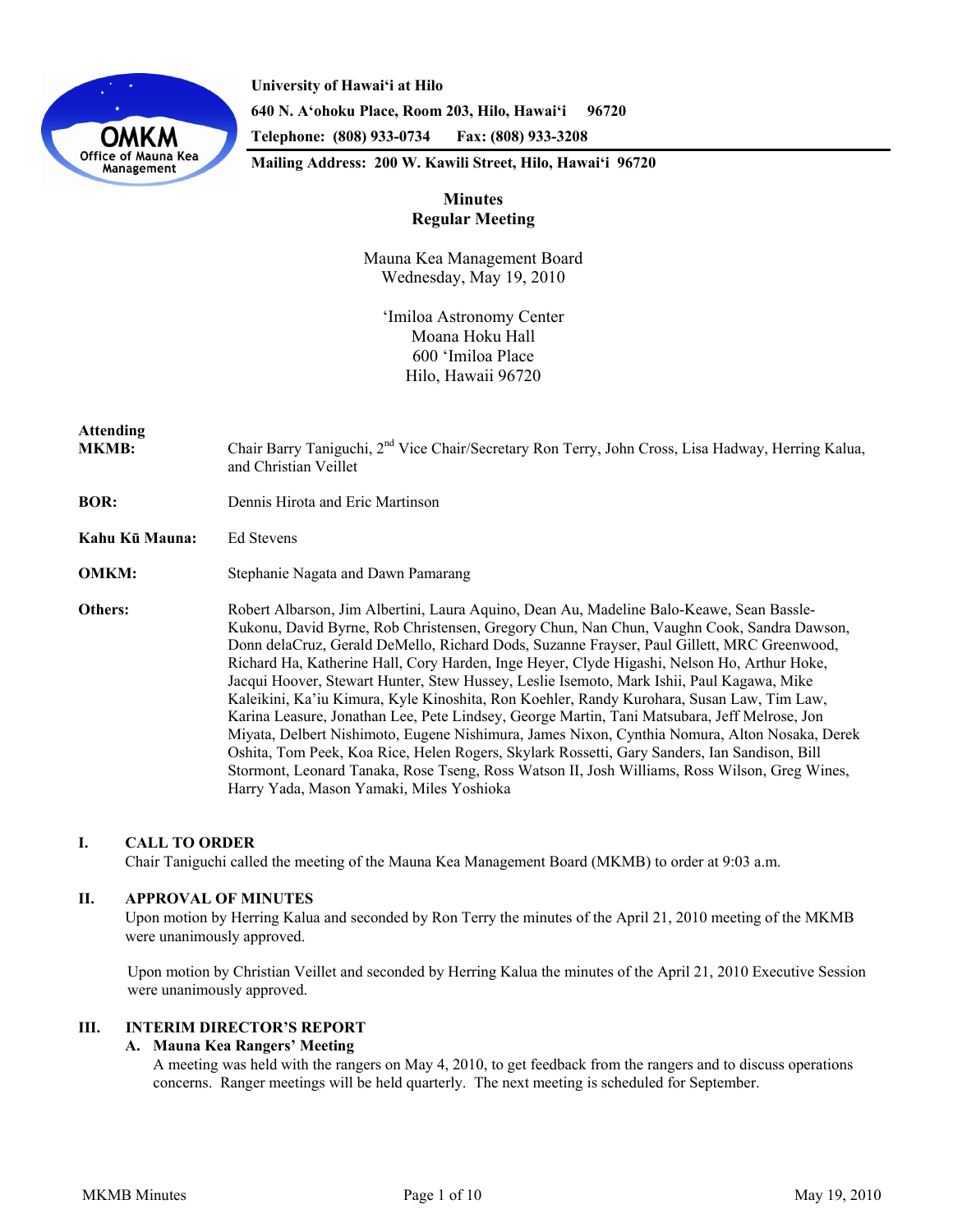**University of Hawai'i at Hilo**
**640 N. A'ohoku Place, Room 203, Hilo, Hawai'i 96720**
**Telephone: (808) 933-0734 Fax: (808) 933-3208**
**Mailing Address: 200 W. Kawili Street, Hilo, Hawai'i 96720**

# Minutes
## Regular Meeting

Mauna Kea Management Board
Wednesday, May 19, 2010

'Imiloa Astronomy Center
Moana Hoku Hall
600 'Imiloa Place
Hilo, Hawaii 96720

**Attending**
**MKMB:** Chair Barry Taniguchi, 2nd Vice Chair/Secretary Ron Terry, John Cross, Lisa Hadway, Herring Kalua, and Christian Veillet

**BOR:** Dennis Hirota and Eric Martinson

**Kahu Kū Mauna:** Ed Stevens

**OMKM:** Stephanie Nagata and Dawn Pamarang

**Others:** Robert Albarson, Jim Albertini, Laura Aquino, Dean Au, Madeline Balo-Keawe, Sean Bassle-Kukonu, David Byrne, Rob Christensen, Gregory Chun, Nan Chun, Vaughn Cook, Sandra Dawson, Donn delaCruz, Gerald DeMello, Richard Dods, Suzanne Frayser, Paul Gillett, MRC Greenwood, Richard Ha, Katherine Hall, Cory Harden, Inge Heyer, Clyde Higashi, Nelson Ho, Arthur Hoke, Jacqui Hoover, Stewart Hunter, Stew Hussey, Leslie Isemoto, Mark Ishii, Paul Kagawa, Mike Kaleikini, Ka'iu Kimura, Kyle Kinoshita, Ron Koehler, Randy Kurohara, Susan Law, Tim Law, Karina Leasure, Jonathan Lee, Pete Lindsey, George Martin, Tani Matsubara, Jeff Melrose, Jon Miyata, Delbert Nishimoto, Eugene Nishimura, James Nixon, Cynthia Nomura, Alton Nosaka, Derek Oshita, Tom Peek, Koa Rice, Helen Rogers, Skylark Rossetti, Gary Sanders, Ian Sandison, Bill Stormont, Leonard Tanaka, Rose Tseng, Ross Watson II, Josh Williams, Ross Wilson, Greg Wines, Harry Yada, Mason Yamaki, Miles Yoshioka

### I. CALL TO ORDER

Chair Taniguchi called the meeting of the Mauna Kea Management Board (MKMB) to order at 9:03 a.m.

### II. APPROVAL OF MINUTES

Upon motion by Herring Kalua and seconded by Ron Terry the minutes of the April 21, 2010 meeting of the MKMB were unanimously approved.

Upon motion by Christian Veillet and seconded by Herring Kalua the minutes of the April 21, 2010 Executive Session were unanimously approved.

### III. INTERIM DIRECTOR'S REPORT

#### A. Mauna Kea Rangers' Meeting

A meeting was held with the rangers on May 4, 2010, to get feedback from the rangers and to discuss operations concerns. Ranger meetings will be held quarterly. The next meeting is scheduled for September.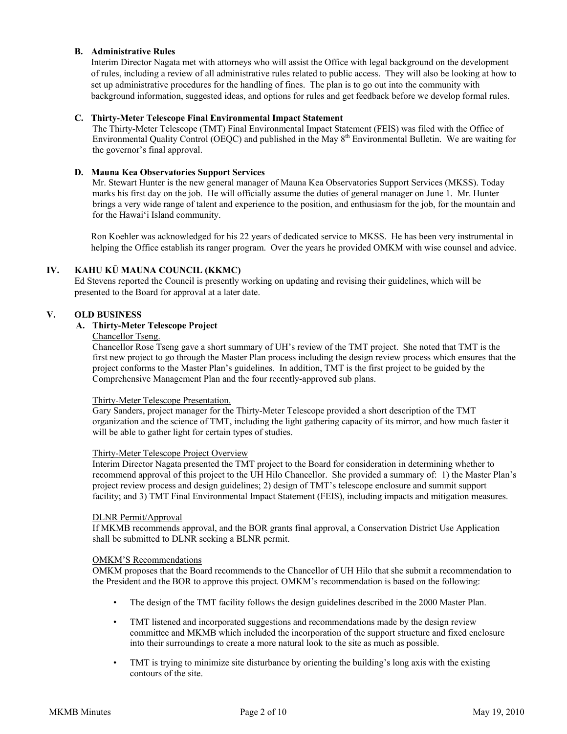### B. Administrative Rules

Interim Director Nagata met with attorneys who will assist the Office with legal background on the development of rules, including a review of all administrative rules related to public access. They will also be looking at how to set up administrative procedures for the handling of fines. The plan is to go out into the community with background information, suggested ideas, and options for rules and get feedback before we develop formal rules.

### C. Thirty-Meter Telescope Final Environmental Impact Statement

The Thirty-Meter Telescope (TMT) Final Environmental Impact Statement (FEIS) was filed with the Office of Environmental Quality Control (OEQC) and published in the May 8th Environmental Bulletin. We are waiting for the governor's final approval.

### D. Mauna Kea Observatories Support Services

Mr. Stewart Hunter is the new general manager of Mauna Kea Observatories Support Services (MKSS). Today marks his first day on the job. He will officially assume the duties of general manager on June 1. Mr. Hunter brings a very wide range of talent and experience to the position, and enthusiasm for the job, for the mountain and for the Hawaiʻi Island community.

Ron Koehler was acknowledged for his 22 years of dedicated service to MKSS. He has been very instrumental in helping the Office establish its ranger program. Over the years he provided OMKM with wise counsel and advice.

## IV. KAHU KŪ MAUNA COUNCIL (KKMC)

Ed Stevens reported the Council is presently working on updating and revising their guidelines, which will be presented to the Board for approval at a later date.

## V. OLD BUSINESS

### A. Thirty-Meter Telescope Project

Chancellor Tseng.

Chancellor Rose Tseng gave a short summary of UH's review of the TMT project. She noted that TMT is the first new project to go through the Master Plan process including the design review process which ensures that the project conforms to the Master Plan's guidelines. In addition, TMT is the first project to be guided by the Comprehensive Management Plan and the four recently-approved sub plans.

Thirty-Meter Telescope Presentation.

Gary Sanders, project manager for the Thirty-Meter Telescope provided a short description of the TMT organization and the science of TMT, including the light gathering capacity of its mirror, and how much faster it will be able to gather light for certain types of studies.

Thirty-Meter Telescope Project Overview

Interim Director Nagata presented the TMT project to the Board for consideration in determining whether to recommend approval of this project to the UH Hilo Chancellor. She provided a summary of: 1) the Master Plan's project review process and design guidelines; 2) design of TMT's telescope enclosure and summit support facility; and 3) TMT Final Environmental Impact Statement (FEIS), including impacts and mitigation measures.

DLNR Permit/Approval

If MKMB recommends approval, and the BOR grants final approval, a Conservation District Use Application shall be submitted to DLNR seeking a BLNR permit.

OMKM'S Recommendations

OMKM proposes that the Board recommends to the Chancellor of UH Hilo that she submit a recommendation to the President and the BOR to approve this project. OMKM's recommendation is based on the following:

- The design of the TMT facility follows the design guidelines described in the 2000 Master Plan.
- TMT listened and incorporated suggestions and recommendations made by the design review committee and MKMB which included the incorporation of the support structure and fixed enclosure into their surroundings to create a more natural look to the site as much as possible.
- TMT is trying to minimize site disturbance by orienting the building's long axis with the existing contours of the site.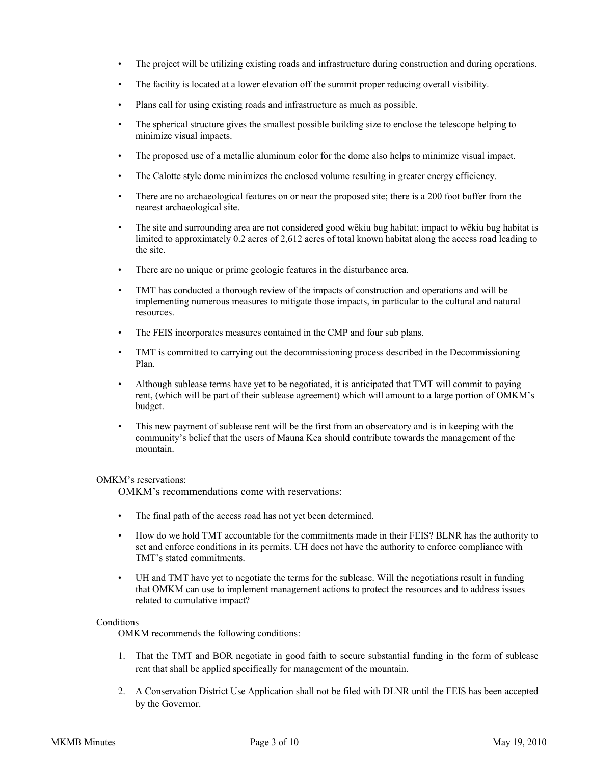- The project will be utilizing existing roads and infrastructure during construction and during operations.
- The facility is located at a lower elevation off the summit proper reducing overall visibility.
- Plans call for using existing roads and infrastructure as much as possible.
- The spherical structure gives the smallest possible building size to enclose the telescope helping to minimize visual impacts.
- The proposed use of a metallic aluminum color for the dome also helps to minimize visual impact.
- The Calotte style dome minimizes the enclosed volume resulting in greater energy efficiency.
- There are no archaeological features on or near the proposed site; there is a 200 foot buffer from the nearest archaeological site.
- The site and surrounding area are not considered good wēkiu bug habitat; impact to wēkiu bug habitat is limited to approximately 0.2 acres of 2,612 acres of total known habitat along the access road leading to the site.
- There are no unique or prime geologic features in the disturbance area.
- TMT has conducted a thorough review of the impacts of construction and operations and will be implementing numerous measures to mitigate those impacts, in particular to the cultural and natural resources.
- The FEIS incorporates measures contained in the CMP and four sub plans.
- TMT is committed to carrying out the decommissioning process described in the Decommissioning Plan.
- Although sublease terms have yet to be negotiated, it is anticipated that TMT will commit to paying rent, (which will be part of their sublease agreement) which will amount to a large portion of OMKM's budget.
- This new payment of sublease rent will be the first from an observatory and is in keeping with the community's belief that the users of Mauna Kea should contribute towards the management of the mountain.

OMKM's reservations:

OMKM's recommendations come with reservations:

- The final path of the access road has not yet been determined.
- How do we hold TMT accountable for the commitments made in their FEIS? BLNR has the authority to set and enforce conditions in its permits. UH does not have the authority to enforce compliance with TMT's stated commitments.
- UH and TMT have yet to negotiate the terms for the sublease. Will the negotiations result in funding that OMKM can use to implement management actions to protect the resources and to address issues related to cumulative impact?

Conditions

OMKM recommends the following conditions:

1. That the TMT and BOR negotiate in good faith to secure substantial funding in the form of sublease rent that shall be applied specifically for management of the mountain.
2. A Conservation District Use Application shall not be filed with DLNR until the FEIS has been accepted by the Governor.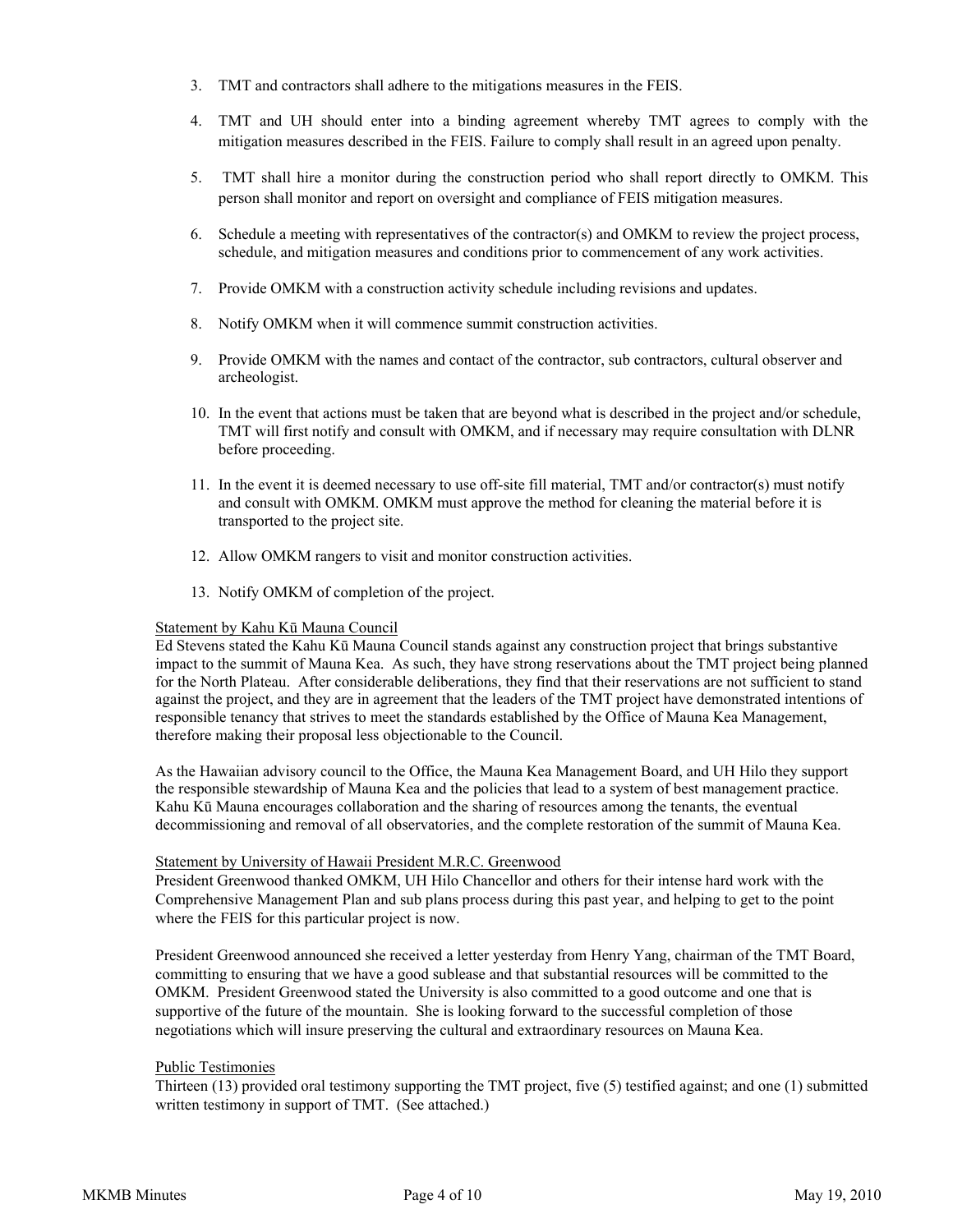3. TMT and contractors shall adhere to the mitigations measures in the FEIS.

4. TMT and UH should enter into a binding agreement whereby TMT agrees to comply with the mitigation measures described in the FEIS. Failure to comply shall result in an agreed upon penalty.

5. TMT shall hire a monitor during the construction period who shall report directly to OMKM. This person shall monitor and report on oversight and compliance of FEIS mitigation measures.

6. Schedule a meeting with representatives of the contractor(s) and OMKM to review the project process, schedule, and mitigation measures and conditions prior to commencement of any work activities.

7. Provide OMKM with a construction activity schedule including revisions and updates.

8. Notify OMKM when it will commence summit construction activities.

9. Provide OMKM with the names and contact of the contractor, sub contractors, cultural observer and archeologist.

10. In the event that actions must be taken that are beyond what is described in the project and/or schedule, TMT will first notify and consult with OMKM, and if necessary may require consultation with DLNR before proceeding.

11. In the event it is deemed necessary to use off-site fill material, TMT and/or contractor(s) must notify and consult with OMKM. OMKM must approve the method for cleaning the material before it is transported to the project site.

12. Allow OMKM rangers to visit and monitor construction activities.

13. Notify OMKM of completion of the project.

Statement by Kahu Kū Mauna Council

Ed Stevens stated the Kahu Kū Mauna Council stands against any construction project that brings substantive impact to the summit of Mauna Kea. As such, they have strong reservations about the TMT project being planned for the North Plateau. After considerable deliberations, they find that their reservations are not sufficient to stand against the project, and they are in agreement that the leaders of the TMT project have demonstrated intentions of responsible tenancy that strives to meet the standards established by the Office of Mauna Kea Management, therefore making their proposal less objectionable to the Council.

As the Hawaiian advisory council to the Office, the Mauna Kea Management Board, and UH Hilo they support the responsible stewardship of Mauna Kea and the policies that lead to a system of best management practice. Kahu Kū Mauna encourages collaboration and the sharing of resources among the tenants, the eventual decommissioning and removal of all observatories, and the complete restoration of the summit of Mauna Kea.

Statement by University of Hawaii President M.R.C. Greenwood

President Greenwood thanked OMKM, UH Hilo Chancellor and others for their intense hard work with the Comprehensive Management Plan and sub plans process during this past year, and helping to get to the point where the FEIS for this particular project is now.

President Greenwood announced she received a letter yesterday from Henry Yang, chairman of the TMT Board, committing to ensuring that we have a good sublease and that substantial resources will be committed to the OMKM. President Greenwood stated the University is also committed to a good outcome and one that is supportive of the future of the mountain. She is looking forward to the successful completion of those negotiations which will insure preserving the cultural and extraordinary resources on Mauna Kea.

Public Testimonies

Thirteen (13) provided oral testimony supporting the TMT project, five (5) testified against; and one (1) submitted written testimony in support of TMT. (See attached.)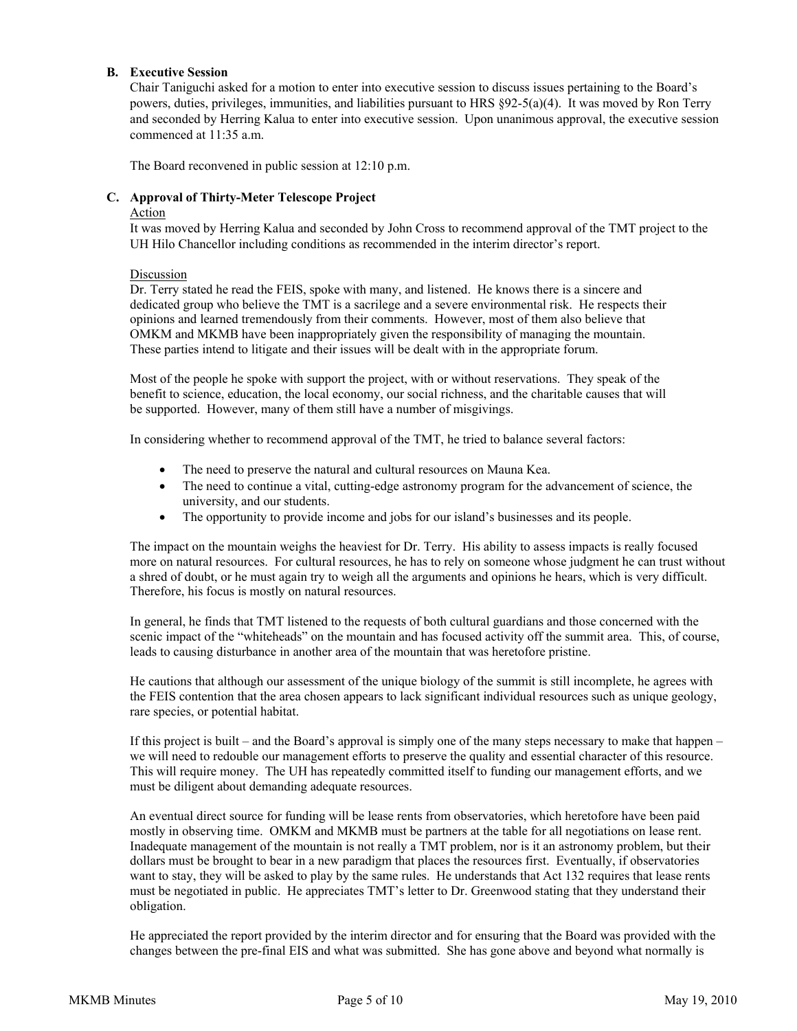**B. Executive Session**

Chair Taniguchi asked for a motion to enter into executive session to discuss issues pertaining to the Board's powers, duties, privileges, immunities, and liabilities pursuant to HRS §92-5(a)(4). It was moved by Ron Terry and seconded by Herring Kalua to enter into executive session. Upon unanimous approval, the executive session commenced at 11:35 a.m.

The Board reconvened in public session at 12:10 p.m.

**C. Approval of Thirty-Meter Telescope Project**

Action

It was moved by Herring Kalua and seconded by John Cross to recommend approval of the TMT project to the UH Hilo Chancellor including conditions as recommended in the interim director's report.

Discussion

Dr. Terry stated he read the FEIS, spoke with many, and listened. He knows there is a sincere and dedicated group who believe the TMT is a sacrilege and a severe environmental risk. He respects their opinions and learned tremendously from their comments. However, most of them also believe that OMKM and MKMB have been inappropriately given the responsibility of managing the mountain. These parties intend to litigate and their issues will be dealt with in the appropriate forum.

Most of the people he spoke with support the project, with or without reservations. They speak of the benefit to science, education, the local economy, our social richness, and the charitable causes that will be supported. However, many of them still have a number of misgivings.

In considering whether to recommend approval of the TMT, he tried to balance several factors:

- The need to preserve the natural and cultural resources on Mauna Kea.
- The need to continue a vital, cutting-edge astronomy program for the advancement of science, the university, and our students.
- The opportunity to provide income and jobs for our island's businesses and its people.

The impact on the mountain weighs the heaviest for Dr. Terry. His ability to assess impacts is really focused more on natural resources. For cultural resources, he has to rely on someone whose judgment he can trust without a shred of doubt, or he must again try to weigh all the arguments and opinions he hears, which is very difficult. Therefore, his focus is mostly on natural resources.

In general, he finds that TMT listened to the requests of both cultural guardians and those concerned with the scenic impact of the "whiteheads" on the mountain and has focused activity off the summit area. This, of course, leads to causing disturbance in another area of the mountain that was heretofore pristine.

He cautions that although our assessment of the unique biology of the summit is still incomplete, he agrees with the FEIS contention that the area chosen appears to lack significant individual resources such as unique geology, rare species, or potential habitat.

If this project is built – and the Board's approval is simply one of the many steps necessary to make that happen – we will need to redouble our management efforts to preserve the quality and essential character of this resource. This will require money. The UH has repeatedly committed itself to funding our management efforts, and we must be diligent about demanding adequate resources.

An eventual direct source for funding will be lease rents from observatories, which heretofore have been paid mostly in observing time. OMKM and MKMB must be partners at the table for all negotiations on lease rent. Inadequate management of the mountain is not really a TMT problem, nor is it an astronomy problem, but their dollars must be brought to bear in a new paradigm that places the resources first. Eventually, if observatories want to stay, they will be asked to play by the same rules. He understands that Act 132 requires that lease rents must be negotiated in public. He appreciates TMT's letter to Dr. Greenwood stating that they understand their obligation.

He appreciated the report provided by the interim director and for ensuring that the Board was provided with the changes between the pre-final EIS and what was submitted. She has gone above and beyond what normally is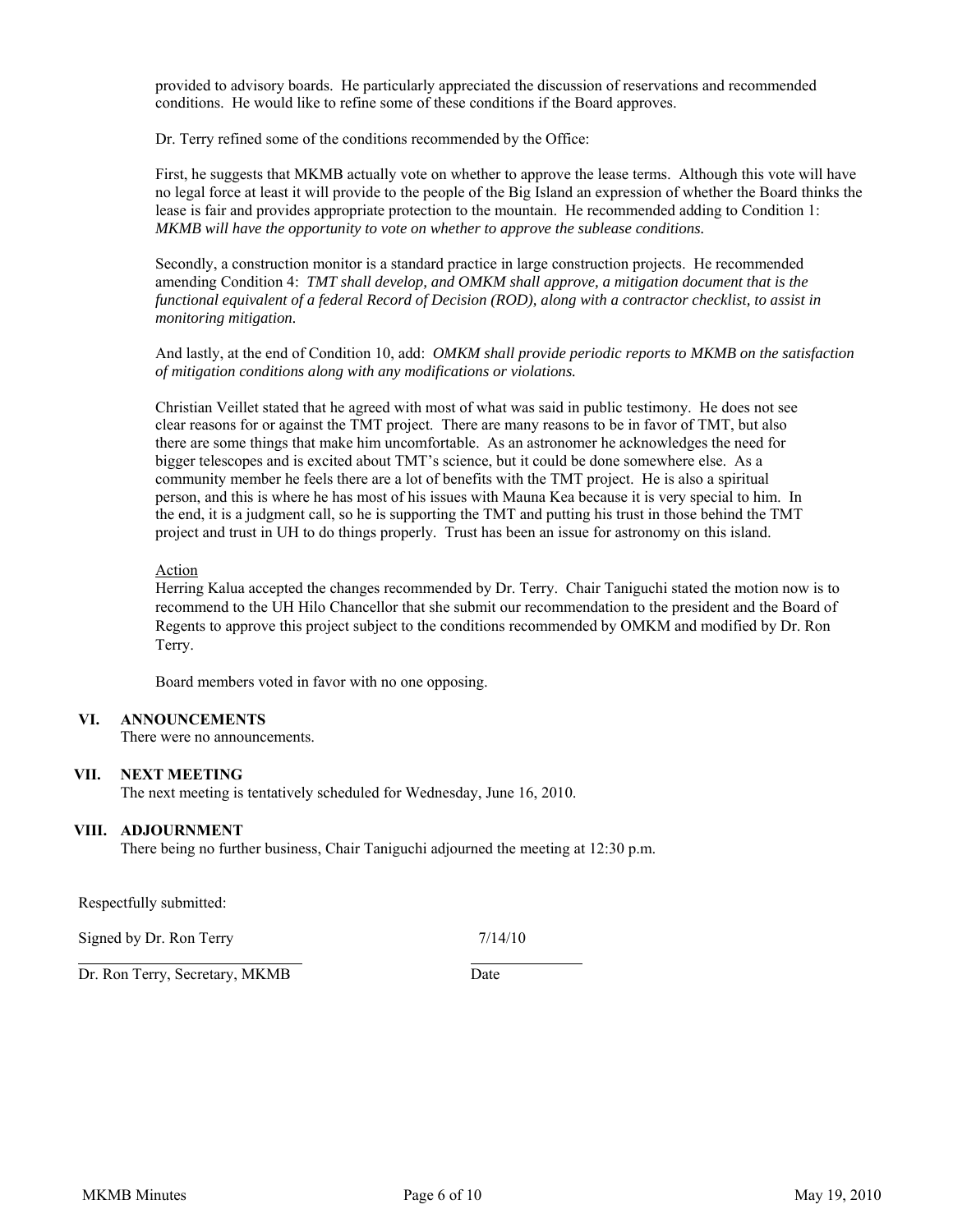provided to advisory boards. He particularly appreciated the discussion of reservations and recommended conditions. He would like to refine some of these conditions if the Board approves.

Dr. Terry refined some of the conditions recommended by the Office:

First, he suggests that MKMB actually vote on whether to approve the lease terms. Although this vote will have no legal force at least it will provide to the people of the Big Island an expression of whether the Board thinks the lease is fair and provides appropriate protection to the mountain. He recommended adding to Condition 1: ***MKMB will have the opportunity to vote on whether to approve the sublease conditions.***

Secondly, a construction monitor is a standard practice in large construction projects. He recommended amending Condition 4: *TMT shall develop, and OMKM shall approve, a mitigation document that is the functional equivalent of a federal Record of Decision (ROD), along with a contractor checklist, to assist in monitoring mitigation.*

And lastly, at the end of Condition 10, add: *OMKM shall provide periodic reports to MKMB on the satisfaction of mitigation conditions along with any modifications or violations.*

Christian Veillet stated that he agreed with most of what was said in public testimony. He does not see clear reasons for or against the TMT project. There are many reasons to be in favor of TMT, but also there are some things that make him uncomfortable. As an astronomer he acknowledges the need for bigger telescopes and is excited about TMT's science, but it could be done somewhere else. As a community member he feels there are a lot of benefits with the TMT project. He is also a spiritual person, and this is where he has most of his issues with Mauna Kea because it is very special to him. In the end, it is a judgment call, so he is supporting the TMT and putting his trust in those behind the TMT project and trust in UH to do things properly. Trust has been an issue for astronomy on this island.

Action

Herring Kalua accepted the changes recommended by Dr. Terry. Chair Taniguchi stated the motion now is to recommend to the UH Hilo Chancellor that she submit our recommendation to the president and the Board of Regents to approve this project subject to the conditions recommended by OMKM and modified by Dr. Ron Terry.

Board members voted in favor with no one opposing.

## VI. ANNOUNCEMENTS

There were no announcements.

## VII. NEXT MEETING

The next meeting is tentatively scheduled for Wednesday, June 16, 2010.

## VIII. ADJOURNMENT

There being no further business, Chair Taniguchi adjourned the meeting at 12:30 p.m.

Respectfully submitted:

Signed by Dr. Ron Terry 7/14/10

Dr. Ron Terry, Secretary, MKMB Date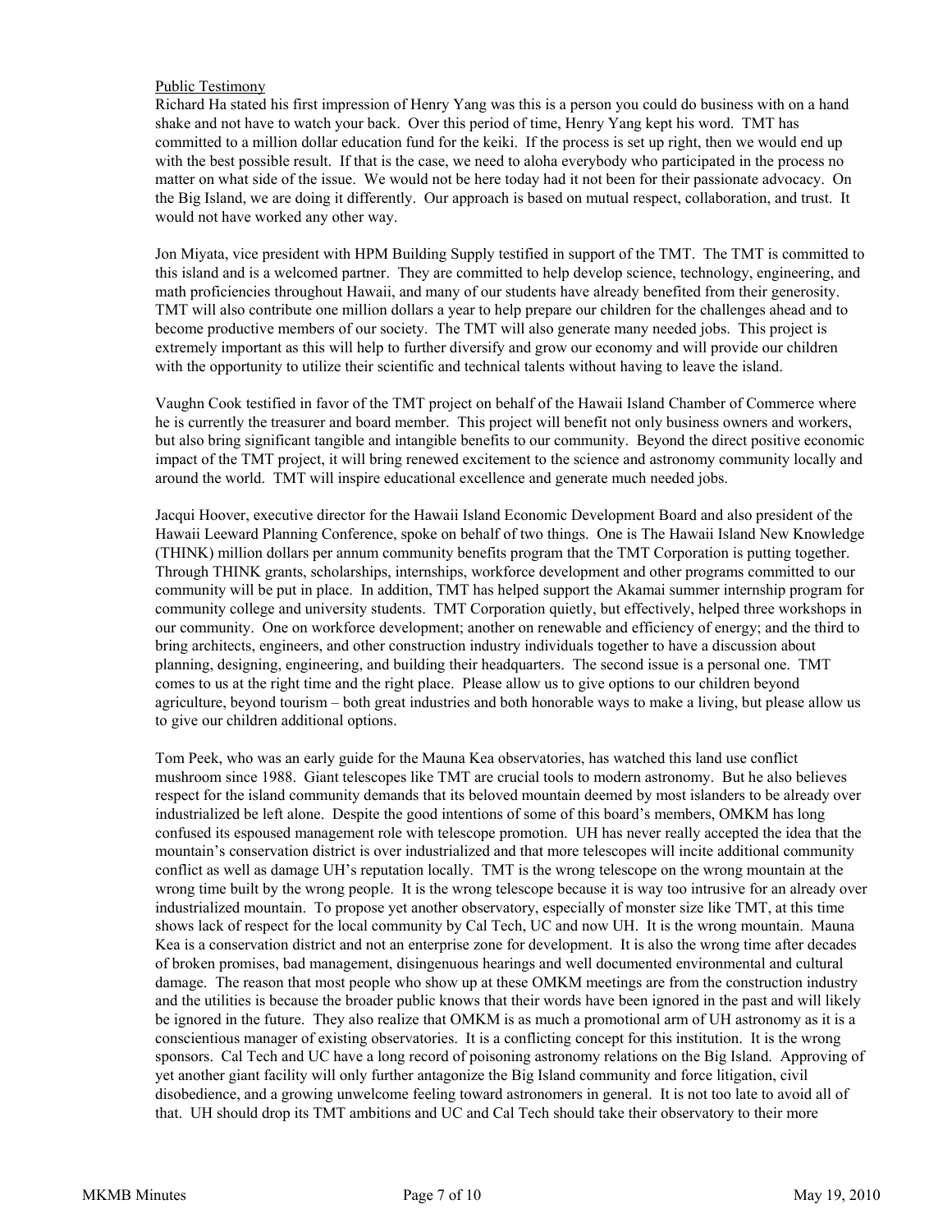Public Testimony

Richard Ha stated his first impression of Henry Yang was this is a person you could do business with on a hand shake and not have to watch your back. Over this period of time, Henry Yang kept his word. TMT has committed to a million dollar education fund for the keiki. If the process is set up right, then we would end up with the best possible result. If that is the case, we need to aloha everybody who participated in the process no matter on what side of the issue. We would not be here today had it not been for their passionate advocacy. On the Big Island, we are doing it differently. Our approach is based on mutual respect, collaboration, and trust. It would not have worked any other way.

Jon Miyata, vice president with HPM Building Supply testified in support of the TMT. The TMT is committed to this island and is a welcomed partner. They are committed to help develop science, technology, engineering, and math proficiencies throughout Hawaii, and many of our students have already benefited from their generosity. TMT will also contribute one million dollars a year to help prepare our children for the challenges ahead and to become productive members of our society. The TMT will also generate many needed jobs. This project is extremely important as this will help to further diversify and grow our economy and will provide our children with the opportunity to utilize their scientific and technical talents without having to leave the island.

Vaughn Cook testified in favor of the TMT project on behalf of the Hawaii Island Chamber of Commerce where he is currently the treasurer and board member. This project will benefit not only business owners and workers, but also bring significant tangible and intangible benefits to our community. Beyond the direct positive economic impact of the TMT project, it will bring renewed excitement to the science and astronomy community locally and around the world. TMT will inspire educational excellence and generate much needed jobs.

Jacqui Hoover, executive director for the Hawaii Island Economic Development Board and also president of the Hawaii Leeward Planning Conference, spoke on behalf of two things. One is The Hawaii Island New Knowledge (THINK) million dollars per annum community benefits program that the TMT Corporation is putting together. Through THINK grants, scholarships, internships, workforce development and other programs committed to our community will be put in place. In addition, TMT has helped support the Akamai summer internship program for community college and university students. TMT Corporation quietly, but effectively, helped three workshops in our community. One on workforce development; another on renewable and efficiency of energy; and the third to bring architects, engineers, and other construction industry individuals together to have a discussion about planning, designing, engineering, and building their headquarters. The second issue is a personal one. TMT comes to us at the right time and the right place. Please allow us to give options to our children beyond agriculture, beyond tourism – both great industries and both honorable ways to make a living, but please allow us to give our children additional options.

Tom Peek, who was an early guide for the Mauna Kea observatories, has watched this land use conflict mushroom since 1988. Giant telescopes like TMT are crucial tools to modern astronomy. But he also believes respect for the island community demands that its beloved mountain deemed by most islanders to be already over industrialized be left alone. Despite the good intentions of some of this board's members, OMKM has long confused its espoused management role with telescope promotion. UH has never really accepted the idea that the mountain's conservation district is over industrialized and that more telescopes will incite additional community conflict as well as damage UH's reputation locally. TMT is the wrong telescope on the wrong mountain at the wrong time built by the wrong people. It is the wrong telescope because it is way too intrusive for an already over industrialized mountain. To propose yet another observatory, especially of monster size like TMT, at this time shows lack of respect for the local community by Cal Tech, UC and now UH. It is the wrong mountain. Mauna Kea is a conservation district and not an enterprise zone for development. It is also the wrong time after decades of broken promises, bad management, disingenuous hearings and well documented environmental and cultural damage. The reason that most people who show up at these OMKM meetings are from the construction industry and the utilities is because the broader public knows that their words have been ignored in the past and will likely be ignored in the future. They also realize that OMKM is as much a promotional arm of UH astronomy as it is a conscientious manager of existing observatories. It is a conflicting concept for this institution. It is the wrong sponsors. Cal Tech and UC have a long record of poisoning astronomy relations on the Big Island. Approving of yet another giant facility will only further antagonize the Big Island community and force litigation, civil disobedience, and a growing unwelcome feeling toward astronomers in general. It is not too late to avoid all of that. UH should drop its TMT ambitions and UC and Cal Tech should take their observatory to their more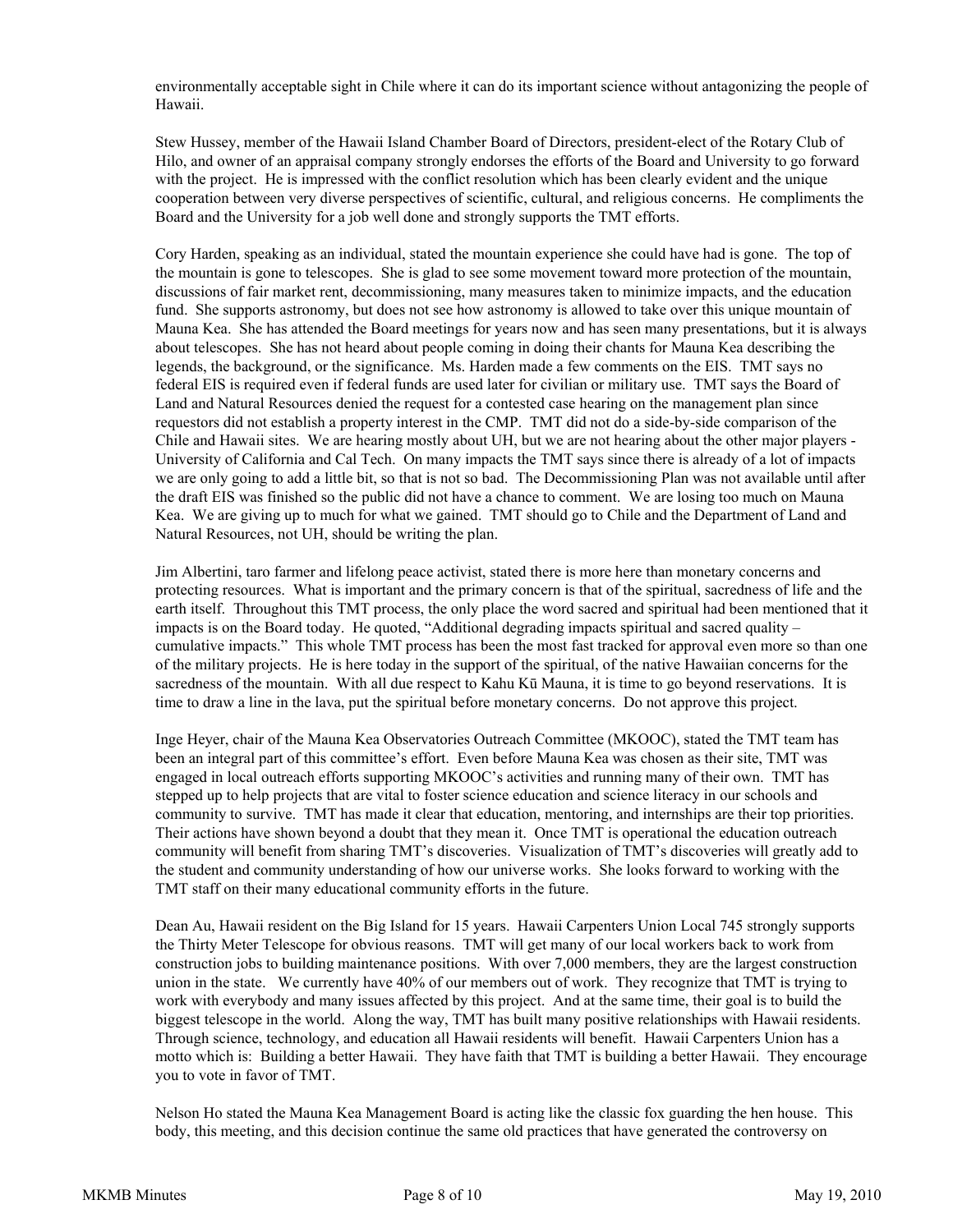environmentally acceptable sight in Chile where it can do its important science without antagonizing the people of Hawaii.

Stew Hussey, member of the Hawaii Island Chamber Board of Directors, president-elect of the Rotary Club of Hilo, and owner of an appraisal company strongly endorses the efforts of the Board and University to go forward with the project. He is impressed with the conflict resolution which has been clearly evident and the unique cooperation between very diverse perspectives of scientific, cultural, and religious concerns. He compliments the Board and the University for a job well done and strongly supports the TMT efforts.

Cory Harden, speaking as an individual, stated the mountain experience she could have had is gone. The top of the mountain is gone to telescopes. She is glad to see some movement toward more protection of the mountain, discussions of fair market rent, decommissioning, many measures taken to minimize impacts, and the education fund. She supports astronomy, but does not see how astronomy is allowed to take over this unique mountain of Mauna Kea. She has attended the Board meetings for years now and has seen many presentations, but it is always about telescopes. She has not heard about people coming in doing their chants for Mauna Kea describing the legends, the background, or the significance. Ms. Harden made a few comments on the EIS. TMT says no federal EIS is required even if federal funds are used later for civilian or military use. TMT says the Board of Land and Natural Resources denied the request for a contested case hearing on the management plan since requestors did not establish a property interest in the CMP. TMT did not do a side-by-side comparison of the Chile and Hawaii sites. We are hearing mostly about UH, but we are not hearing about the other major players - University of California and Cal Tech. On many impacts the TMT says since there is already of a lot of impacts we are only going to add a little bit, so that is not so bad. The Decommissioning Plan was not available until after the draft EIS was finished so the public did not have a chance to comment. We are losing too much on Mauna Kea. We are giving up to much for what we gained. TMT should go to Chile and the Department of Land and Natural Resources, not UH, should be writing the plan.

Jim Albertini, taro farmer and lifelong peace activist, stated there is more here than monetary concerns and protecting resources. What is important and the primary concern is that of the spiritual, sacredness of life and the earth itself. Throughout this TMT process, the only place the word sacred and spiritual had been mentioned that it impacts is on the Board today. He quoted, "Additional degrading impacts spiritual and sacred quality – cumulative impacts." This whole TMT process has been the most fast tracked for approval even more so than one of the military projects. He is here today in the support of the spiritual, of the native Hawaiian concerns for the sacredness of the mountain. With all due respect to Kahu Kū Mauna, it is time to go beyond reservations. It is time to draw a line in the lava, put the spiritual before monetary concerns. Do not approve this project.

Inge Heyer, chair of the Mauna Kea Observatories Outreach Committee (MKOOC), stated the TMT team has been an integral part of this committee's effort. Even before Mauna Kea was chosen as their site, TMT was engaged in local outreach efforts supporting MKOOC's activities and running many of their own. TMT has stepped up to help projects that are vital to foster science education and science literacy in our schools and community to survive. TMT has made it clear that education, mentoring, and internships are their top priorities. Their actions have shown beyond a doubt that they mean it. Once TMT is operational the education outreach community will benefit from sharing TMT's discoveries. Visualization of TMT's discoveries will greatly add to the student and community understanding of how our universe works. She looks forward to working with the TMT staff on their many educational community efforts in the future.

Dean Au, Hawaii resident on the Big Island for 15 years. Hawaii Carpenters Union Local 745 strongly supports the Thirty Meter Telescope for obvious reasons. TMT will get many of our local workers back to work from construction jobs to building maintenance positions. With over 7,000 members, they are the largest construction union in the state. We currently have 40% of our members out of work. They recognize that TMT is trying to work with everybody and many issues affected by this project. And at the same time, their goal is to build the biggest telescope in the world. Along the way, TMT has built many positive relationships with Hawaii residents. Through science, technology, and education all Hawaii residents will benefit. Hawaii Carpenters Union has a motto which is: Building a better Hawaii. They have faith that TMT is building a better Hawaii. They encourage you to vote in favor of TMT.

Nelson Ho stated the Mauna Kea Management Board is acting like the classic fox guarding the hen house. This body, this meeting, and this decision continue the same old practices that have generated the controversy on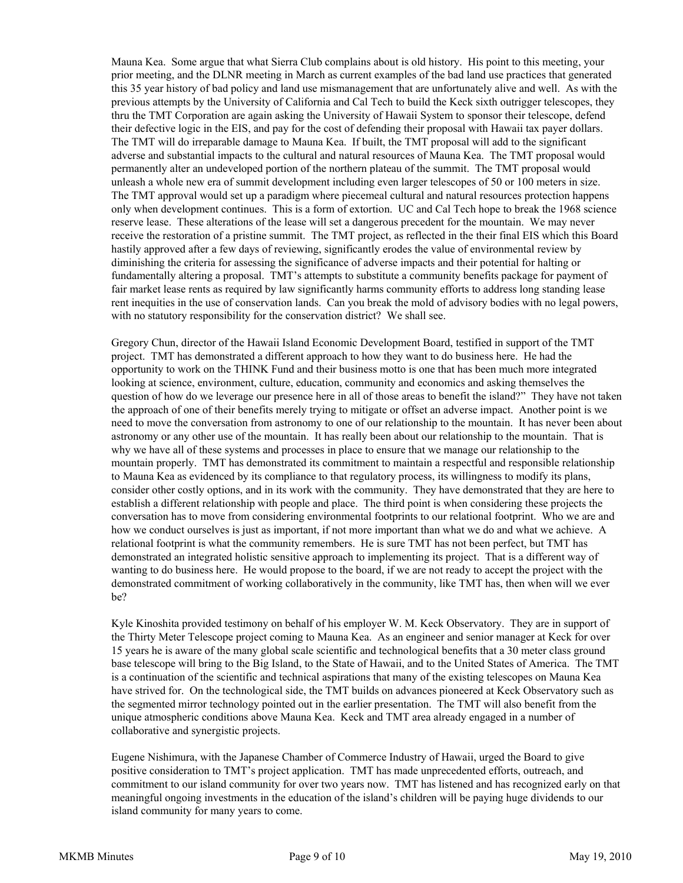Mauna Kea. Some argue that what Sierra Club complains about is old history. His point to this meeting, your prior meeting, and the DLNR meeting in March as current examples of the bad land use practices that generated this 35 year history of bad policy and land use mismanagement that are unfortunately alive and well. As with the previous attempts by the University of California and Cal Tech to build the Keck sixth outrigger telescopes, they thru the TMT Corporation are again asking the University of Hawaii System to sponsor their telescope, defend their defective logic in the EIS, and pay for the cost of defending their proposal with Hawaii tax payer dollars. The TMT will do irreparable damage to Mauna Kea. If built, the TMT proposal will add to the significant adverse and substantial impacts to the cultural and natural resources of Mauna Kea. The TMT proposal would permanently alter an undeveloped portion of the northern plateau of the summit. The TMT proposal would unleash a whole new era of summit development including even larger telescopes of 50 or 100 meters in size. The TMT approval would set up a paradigm where piecemeal cultural and natural resources protection happens only when development continues. This is a form of extortion. UC and Cal Tech hope to break the 1968 science reserve lease. These alterations of the lease will set a dangerous precedent for the mountain. We may never receive the restoration of a pristine summit. The TMT project, as reflected in the their final EIS which this Board hastily approved after a few days of reviewing, significantly erodes the value of environmental review by diminishing the criteria for assessing the significance of adverse impacts and their potential for halting or fundamentally altering a proposal. TMT's attempts to substitute a community benefits package for payment of fair market lease rents as required by law significantly harms community efforts to address long standing lease rent inequities in the use of conservation lands. Can you break the mold of advisory bodies with no legal powers, with no statutory responsibility for the conservation district? We shall see.

Gregory Chun, director of the Hawaii Island Economic Development Board, testified in support of the TMT project. TMT has demonstrated a different approach to how they want to do business here. He had the opportunity to work on the THINK Fund and their business motto is one that has been much more integrated looking at science, environment, culture, education, community and economics and asking themselves the question of how do we leverage our presence here in all of those areas to benefit the island?" They have not taken the approach of one of their benefits merely trying to mitigate or offset an adverse impact. Another point is we need to move the conversation from astronomy to one of our relationship to the mountain. It has never been about astronomy or any other use of the mountain. It has really been about our relationship to the mountain. That is why we have all of these systems and processes in place to ensure that we manage our relationship to the mountain properly. TMT has demonstrated its commitment to maintain a respectful and responsible relationship to Mauna Kea as evidenced by its compliance to that regulatory process, its willingness to modify its plans, consider other costly options, and in its work with the community. They have demonstrated that they are here to establish a different relationship with people and place. The third point is when considering these projects the conversation has to move from considering environmental footprints to our relational footprint. Who we are and how we conduct ourselves is just as important, if not more important than what we do and what we achieve. A relational footprint is what the community remembers. He is sure TMT has not been perfect, but TMT has demonstrated an integrated holistic sensitive approach to implementing its project. That is a different way of wanting to do business here. He would propose to the board, if we are not ready to accept the project with the demonstrated commitment of working collaboratively in the community, like TMT has, then when will we ever be?

Kyle Kinoshita provided testimony on behalf of his employer W. M. Keck Observatory. They are in support of the Thirty Meter Telescope project coming to Mauna Kea. As an engineer and senior manager at Keck for over 15 years he is aware of the many global scale scientific and technological benefits that a 30 meter class ground base telescope will bring to the Big Island, to the State of Hawaii, and to the United States of America. The TMT is a continuation of the scientific and technical aspirations that many of the existing telescopes on Mauna Kea have strived for. On the technological side, the TMT builds on advances pioneered at Keck Observatory such as the segmented mirror technology pointed out in the earlier presentation. The TMT will also benefit from the unique atmospheric conditions above Mauna Kea. Keck and TMT area already engaged in a number of collaborative and synergistic projects.

Eugene Nishimura, with the Japanese Chamber of Commerce Industry of Hawaii, urged the Board to give positive consideration to TMT's project application. TMT has made unprecedented efforts, outreach, and commitment to our island community for over two years now. TMT has listened and has recognized early on that meaningful ongoing investments in the education of the island's children will be paying huge dividends to our island community for many years to come.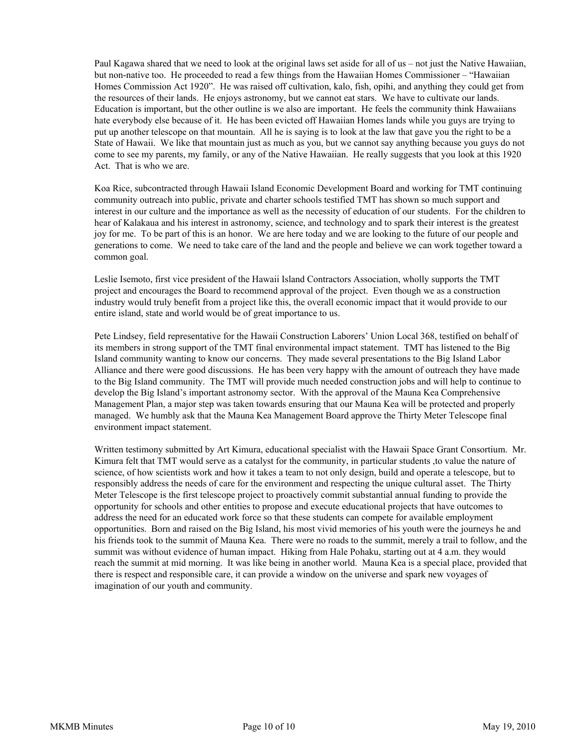Paul Kagawa shared that we need to look at the original laws set aside for all of us – not just the Native Hawaiian, but non-native too. He proceeded to read a few things from the Hawaiian Homes Commissioner – "Hawaiian Homes Commission Act 1920". He was raised off cultivation, kalo, fish, opihi, and anything they could get from the resources of their lands. He enjoys astronomy, but we cannot eat stars. We have to cultivate our lands. Education is important, but the other outline is we also are important. He feels the community think Hawaiians hate everybody else because of it. He has been evicted off Hawaiian Homes lands while you guys are trying to put up another telescope on that mountain. All he is saying is to look at the law that gave you the right to be a State of Hawaii. We like that mountain just as much as you, but we cannot say anything because you guys do not come to see my parents, my family, or any of the Native Hawaiian. He really suggests that you look at this 1920 Act. That is who we are.

Koa Rice, subcontracted through Hawaii Island Economic Development Board and working for TMT continuing community outreach into public, private and charter schools testified TMT has shown so much support and interest in our culture and the importance as well as the necessity of education of our students. For the children to hear of Kalakaua and his interest in astronomy, science, and technology and to spark their interest is the greatest joy for me. To be part of this is an honor. We are here today and we are looking to the future of our people and generations to come. We need to take care of the land and the people and believe we can work together toward a common goal.

Leslie Isemoto, first vice president of the Hawaii Island Contractors Association, wholly supports the TMT project and encourages the Board to recommend approval of the project. Even though we as a construction industry would truly benefit from a project like this, the overall economic impact that it would provide to our entire island, state and world would be of great importance to us.

Pete Lindsey, field representative for the Hawaii Construction Laborers' Union Local 368, testified on behalf of its members in strong support of the TMT final environmental impact statement. TMT has listened to the Big Island community wanting to know our concerns. They made several presentations to the Big Island Labor Alliance and there were good discussions. He has been very happy with the amount of outreach they have made to the Big Island community. The TMT will provide much needed construction jobs and will help to continue to develop the Big Island's important astronomy sector. With the approval of the Mauna Kea Comprehensive Management Plan, a major step was taken towards ensuring that our Mauna Kea will be protected and properly managed. We humbly ask that the Mauna Kea Management Board approve the Thirty Meter Telescope final environment impact statement.

Written testimony submitted by Art Kimura, educational specialist with the Hawaii Space Grant Consortium. Mr. Kimura felt that TMT would serve as a catalyst for the community, in particular students ,to value the nature of science, of how scientists work and how it takes a team to not only design, build and operate a telescope, but to responsibly address the needs of care for the environment and respecting the unique cultural asset. The Thirty Meter Telescope is the first telescope project to proactively commit substantial annual funding to provide the opportunity for schools and other entities to propose and execute educational projects that have outcomes to address the need for an educated work force so that these students can compete for available employment opportunities. Born and raised on the Big Island, his most vivid memories of his youth were the journeys he and his friends took to the summit of Mauna Kea. There were no roads to the summit, merely a trail to follow, and the summit was without evidence of human impact. Hiking from Hale Pohaku, starting out at 4 a.m. they would reach the summit at mid morning. It was like being in another world. Mauna Kea is a special place, provided that there is respect and responsible care, it can provide a window on the universe and spark new voyages of imagination of our youth and community.